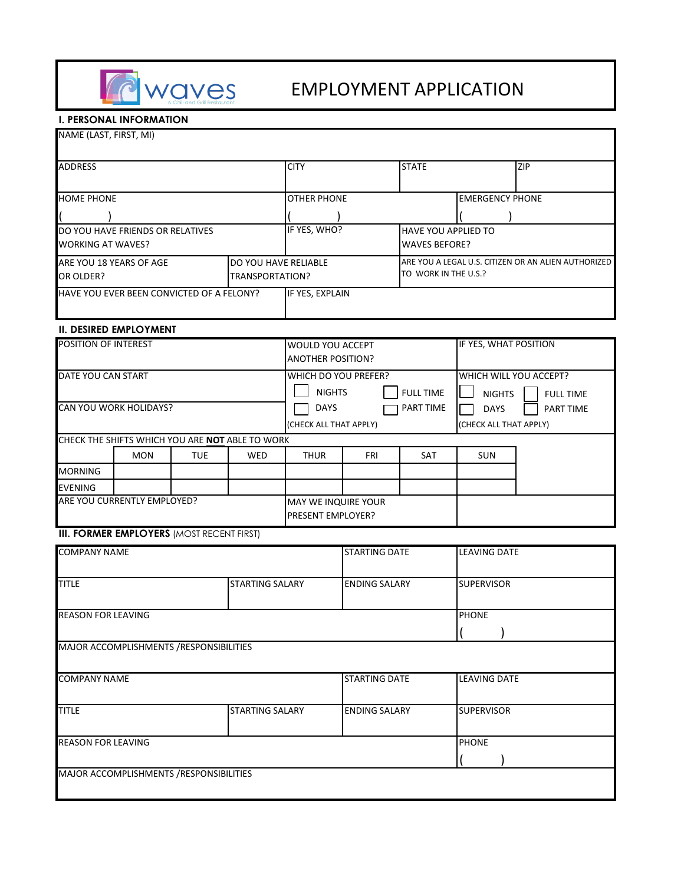waves
A Chill and Grill Restaurant

# EMPLOYMENT APPLICATION

## I. PERSONAL INFORMATION

| NAME (LAST, FIRST, MI) | | | |
|---|---|---|---|
| ADDRESS | CITY | STATE | ZIP |
| HOME PHONE ( ) | OTHER PHONE ( ) | EMERGENCY PHONE ( ) | |
| DO YOU HAVE FRIENDS OR RELATIVES WORKING AT WAVES? | IF YES, WHO? | HAVE YOU APPLIED TO WAVES BEFORE? | |
| ARE YOU 18 YEARS OF AGE OR OLDER? | DO YOU HAVE RELIABLE TRANSPORTATION? | ARE YOU A LEGAL U.S. CITIZEN OR AN ALIEN AUTHORIZED TO WORK IN THE U.S.? | |
| HAVE YOU EVER BEEN CONVICTED OF A FELONY? | IF YES, EXPLAIN | | |

## II. DESIRED EMPLOYMENT

| POSITION OF INTEREST | WOULD YOU ACCEPT ANOTHER POSITION? | IF YES, WHAT POSITION |
|---|---|---|
| DATE YOU CAN START | WHICH DO YOU PREFER? ☐ NIGHTS ☐ FULL TIME ☐ DAYS ☐ PART TIME (CHECK ALL THAT APPLY) | WHICH WILL YOU ACCEPT? ☐ NIGHTS ☐ FULL TIME ☐ DAYS ☐ PART TIME (CHECK ALL THAT APPLY) |
| CAN YOU WORK HOLIDAYS? | | |

CHECK THE SHIFTS WHICH YOU ARE **NOT** ABLE TO WORK

| | MON | TUE | WED | THUR | FRI | SAT | SUN |
|---|---|---|---|---|---|---|---|
| MORNING | | | | | | | |
| EVENING | | | | | | | |

| ARE YOU CURRENTLY EMPLOYED? | MAY WE INQUIRE YOUR PRESENT EMPLOYER? | |
|---|---|---|

## III. FORMER EMPLOYERS (MOST RECENT FIRST)

| COMPANY NAME | | STARTING DATE | LEAVING DATE |
|---|---|---|---|
| TITLE | STARTING SALARY | ENDING SALARY | SUPERVISOR |
| REASON FOR LEAVING | | | PHONE ( ) |
| MAJOR ACCOMPLISHMENTS /RESPONSIBILITIES | | | |

| COMPANY NAME | | STARTING DATE | LEAVING DATE |
|---|---|---|---|
| TITLE | STARTING SALARY | ENDING SALARY | SUPERVISOR |
| REASON FOR LEAVING | | | PHONE ( ) |
| MAJOR ACCOMPLISHMENTS /RESPONSIBILITIES | | | |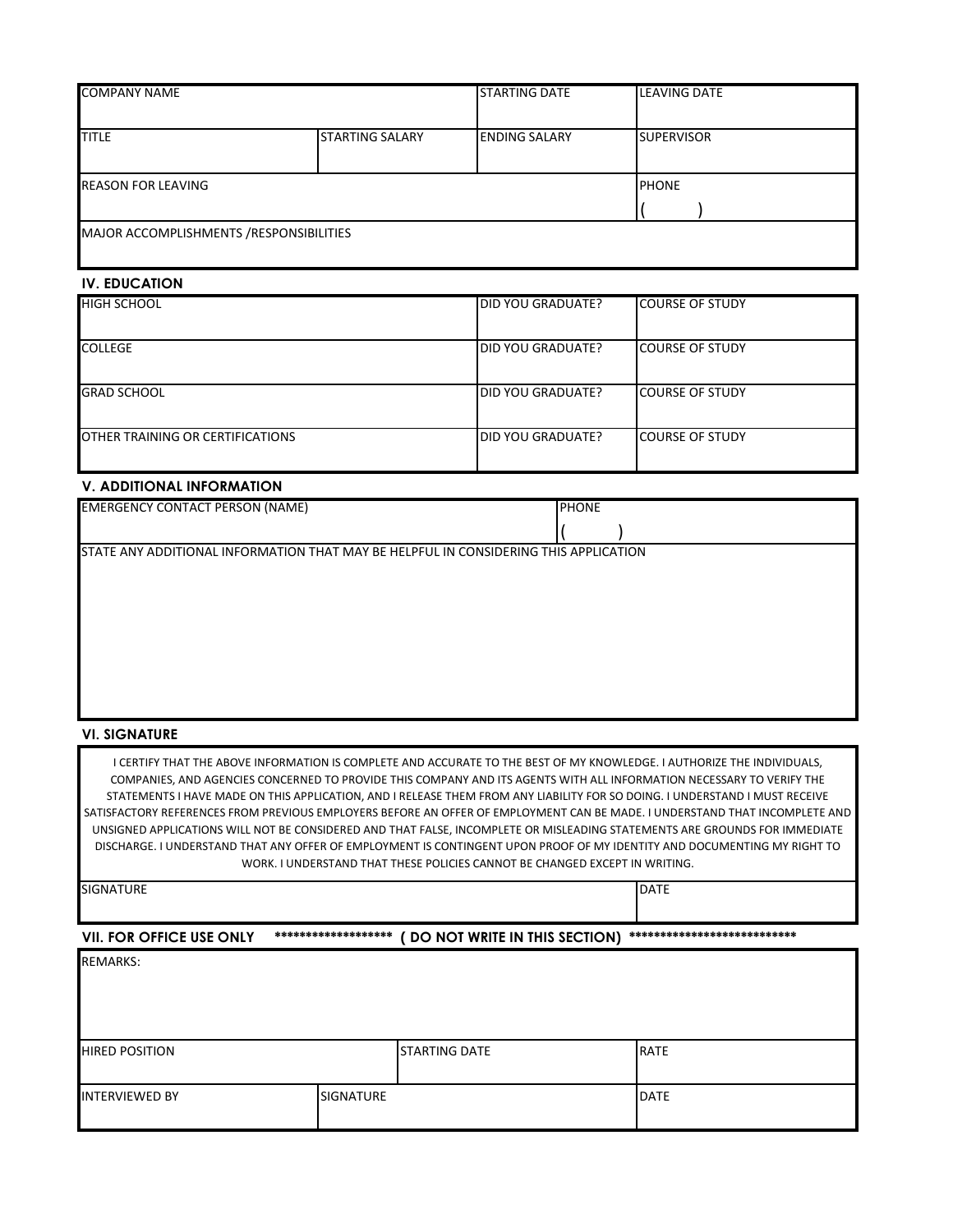| | | | |
|---|---|---|---|
| COMPANY NAME | | STARTING DATE | LEAVING DATE |
| TITLE | STARTING SALARY | ENDING SALARY | SUPERVISOR |
| REASON FOR LEAVING | | | PHONE ( ) |
| MAJOR ACCOMPLISHMENTS /RESPONSIBILITIES | | | |

### IV. EDUCATION

| | | |
|---|---|---|
| HIGH SCHOOL | DID YOU GRADUATE? | COURSE OF STUDY |
| COLLEGE | DID YOU GRADUATE? | COURSE OF STUDY |
| GRAD SCHOOL | DID YOU GRADUATE? | COURSE OF STUDY |
| OTHER TRAINING OR CERTIFICATIONS | DID YOU GRADUATE? | COURSE OF STUDY |

### V. ADDITIONAL INFORMATION

| | |
|---|---|
| EMERGENCY CONTACT PERSON (NAME) | PHONE ( ) |
| STATE ANY ADDITIONAL INFORMATION THAT MAY BE HELPFUL IN CONSIDERING THIS APPLICATION | |

### VI. SIGNATURE

I CERTIFY THAT THE ABOVE INFORMATION IS COMPLETE AND ACCURATE TO THE BEST OF MY KNOWLEDGE. I AUTHORIZE THE INDIVIDUALS, COMPANIES, AND AGENCIES CONCERNED TO PROVIDE THIS COMPANY AND ITS AGENTS WITH ALL INFORMATION NECESSARY TO VERIFY THE STATEMENTS I HAVE MADE ON THIS APPLICATION, AND I RELEASE THEM FROM ANY LIABILITY FOR SO DOING. I UNDERSTAND I MUST RECEIVE SATISFACTORY REFERENCES FROM PREVIOUS EMPLOYERS BEFORE AN OFFER OF EMPLOYMENT CAN BE MADE. I UNDERSTAND THAT INCOMPLETE AND UNSIGNED APPLICATIONS WILL NOT BE CONSIDERED AND THAT FALSE, INCOMPLETE OR MISLEADING STATEMENTS ARE GROUNDS FOR IMMEDIATE DISCHARGE. I UNDERSTAND THAT ANY OFFER OF EMPLOYMENT IS CONTINGENT UPON PROOF OF MY IDENTITY AND DOCUMENTING MY RIGHT TO WORK. I UNDERSTAND THAT THESE POLICIES CANNOT BE CHANGED EXCEPT IN WRITING.

| | |
|---|---|
| SIGNATURE | DATE |

### VII. FOR OFFICE USE ONLY ******************** ( DO NOT WRITE IN THIS SECTION) ****************************

| | | | |
|---|---|---|---|
| REMARKS: | | | |
| HIRED POSITION | | STARTING DATE | RATE |
| INTERVIEWED BY | SIGNATURE | | DATE |